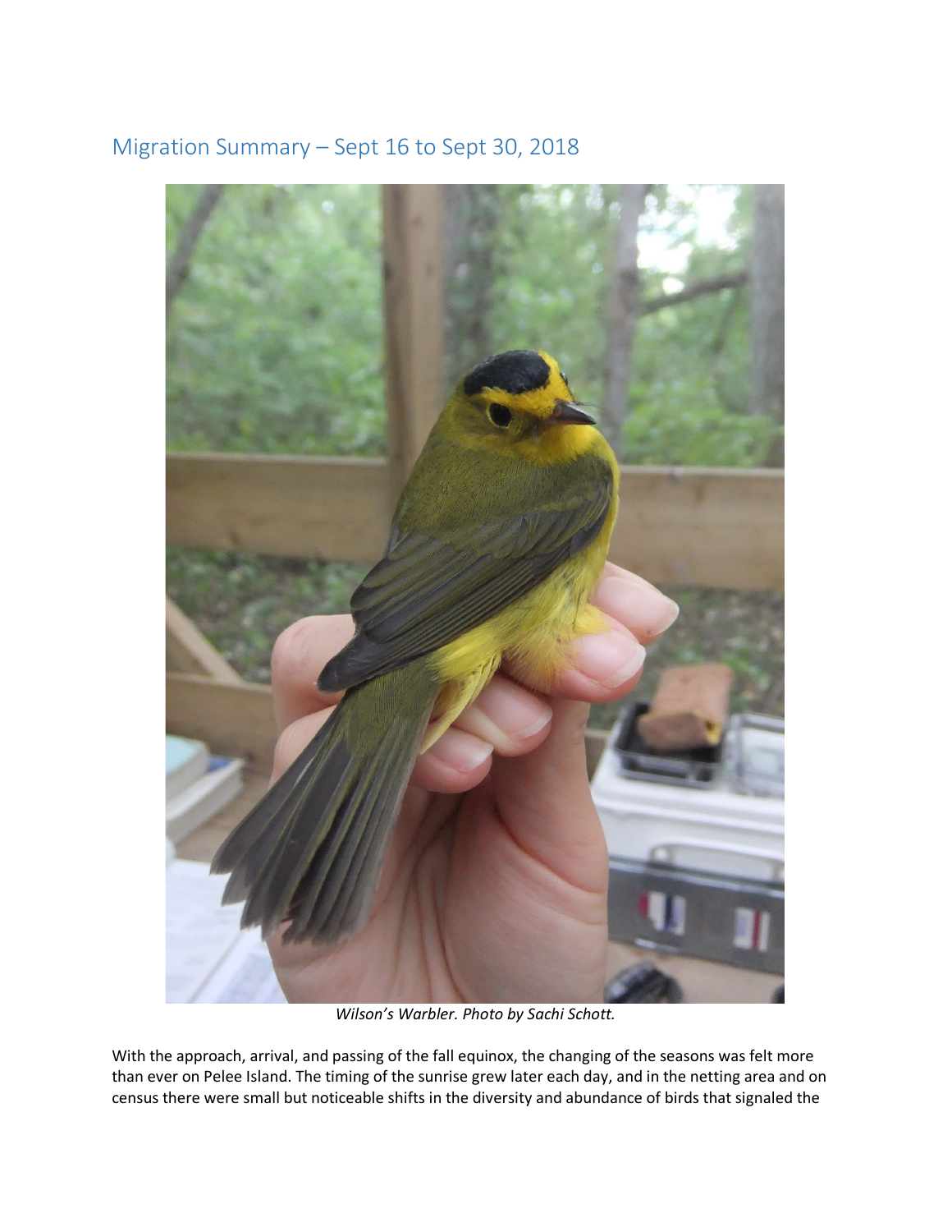## Migration Summary – Sept 16 to Sept 30, 2018

*Wilson's Warbler. Photo by Sachi Schott.*

With the approach, arrival, and passing of the fall equinox, the changing of the seasons was felt more than ever on Pelee Island. The timing of the sunrise grew later each day, and in the netting area and on census there were small but noticeable shifts in the diversity and abundance of birds that signaled the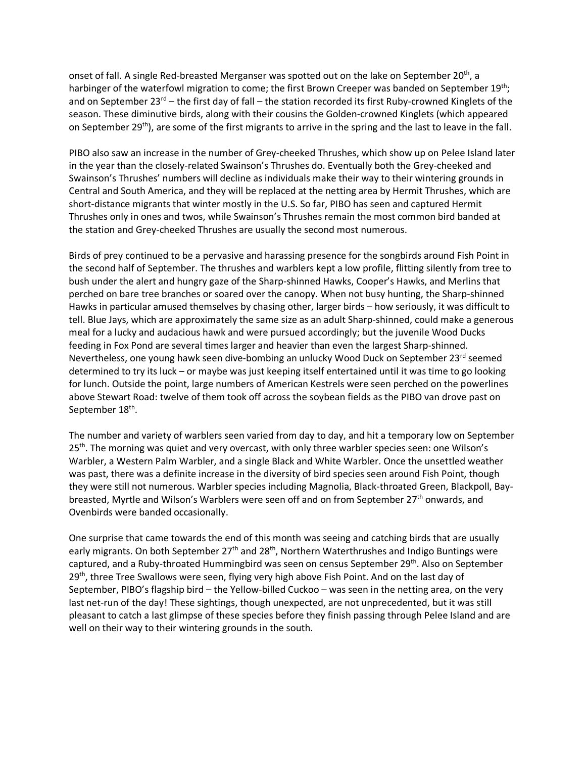onset of fall. A single Red-breasted Merganser was spotted out on the lake on September 20th, a harbinger of the waterfowl migration to come; the first Brown Creeper was banded on September 19th; and on September 23rd – the first day of fall – the station recorded its first Ruby-crowned Kinglets of the season. These diminutive birds, along with their cousins the Golden-crowned Kinglets (which appeared on September 29th), are some of the first migrants to arrive in the spring and the last to leave in the fall.

PIBO also saw an increase in the number of Grey-cheeked Thrushes, which show up on Pelee Island later in the year than the closely-related Swainson's Thrushes do. Eventually both the Grey-cheeked and Swainson's Thrushes' numbers will decline as individuals make their way to their wintering grounds in Central and South America, and they will be replaced at the netting area by Hermit Thrushes, which are short-distance migrants that winter mostly in the U.S. So far, PIBO has seen and captured Hermit Thrushes only in ones and twos, while Swainson's Thrushes remain the most common bird banded at the station and Grey-cheeked Thrushes are usually the second most numerous.

Birds of prey continued to be a pervasive and harassing presence for the songbirds around Fish Point in the second half of September. The thrushes and warblers kept a low profile, flitting silently from tree to bush under the alert and hungry gaze of the Sharp-shinned Hawks, Cooper's Hawks, and Merlins that perched on bare tree branches or soared over the canopy. When not busy hunting, the Sharp-shinned Hawks in particular amused themselves by chasing other, larger birds – how seriously, it was difficult to tell. Blue Jays, which are approximately the same size as an adult Sharp-shinned, could make a generous meal for a lucky and audacious hawk and were pursued accordingly; but the juvenile Wood Ducks feeding in Fox Pond are several times larger and heavier than even the largest Sharp-shinned. Nevertheless, one young hawk seen dive-bombing an unlucky Wood Duck on September 23rd seemed determined to try its luck – or maybe was just keeping itself entertained until it was time to go looking for lunch. Outside the point, large numbers of American Kestrels were seen perched on the powerlines above Stewart Road: twelve of them took off across the soybean fields as the PIBO van drove past on September 18th.

The number and variety of warblers seen varied from day to day, and hit a temporary low on September 25th. The morning was quiet and very overcast, with only three warbler species seen: one Wilson's Warbler, a Western Palm Warbler, and a single Black and White Warbler. Once the unsettled weather was past, there was a definite increase in the diversity of bird species seen around Fish Point, though they were still not numerous. Warbler species including Magnolia, Black-throated Green, Blackpoll, Bay-breasted, Myrtle and Wilson's Warblers were seen off and on from September 27th onwards, and Ovenbirds were banded occasionally.

One surprise that came towards the end of this month was seeing and catching birds that are usually early migrants. On both September 27th and 28th, Northern Waterthrushes and Indigo Buntings were captured, and a Ruby-throated Hummingbird was seen on census September 29th. Also on September 29th, three Tree Swallows were seen, flying very high above Fish Point. And on the last day of September, PIBO's flagship bird – the Yellow-billed Cuckoo – was seen in the netting area, on the very last net-run of the day! These sightings, though unexpected, are not unprecedented, but it was still pleasant to catch a last glimpse of these species before they finish passing through Pelee Island and are well on their way to their wintering grounds in the south.